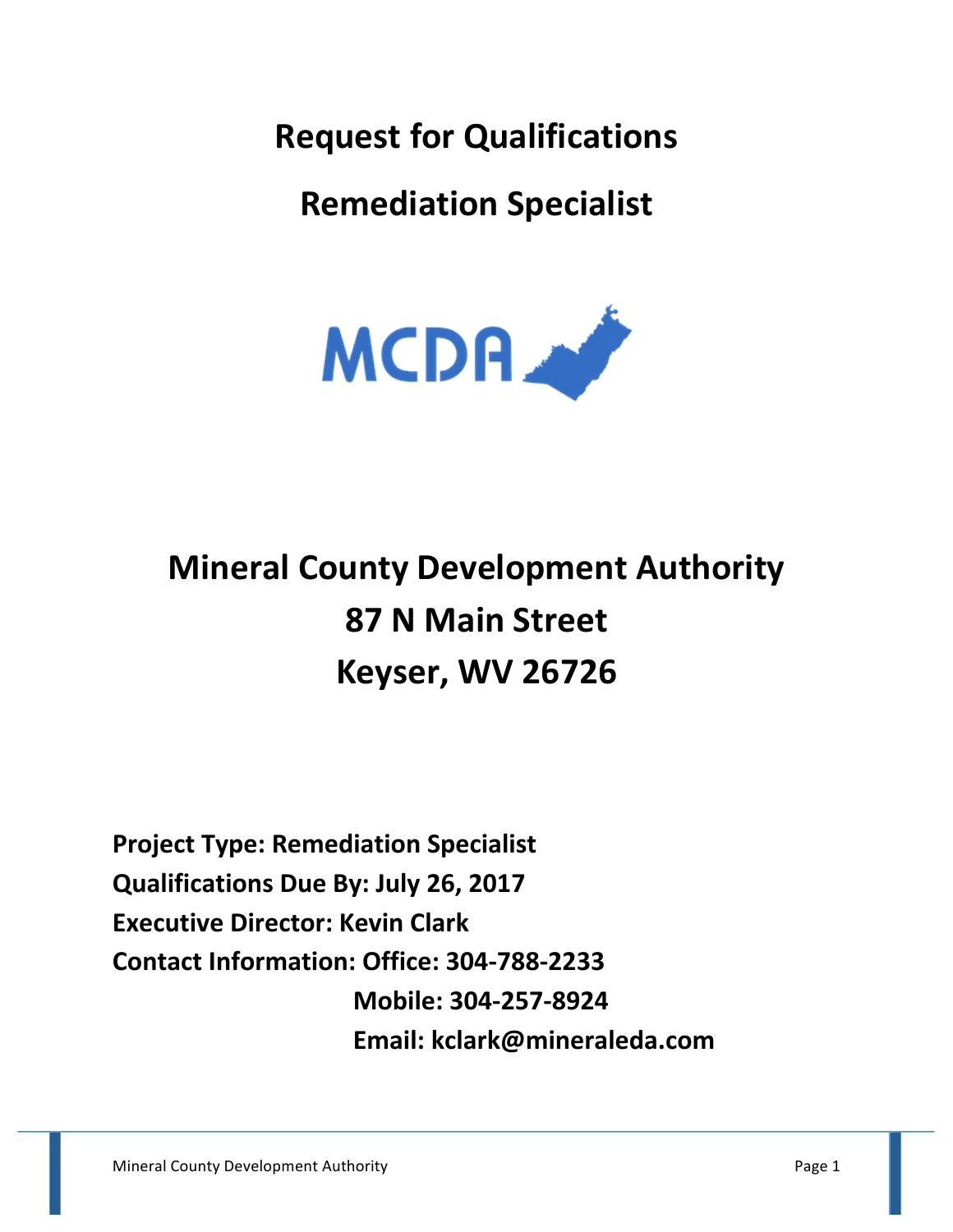# Request for Qualifications

# Remediation Specialist

MCDA

## Mineral County Development Authority
## 87 N Main Street
## Keyser, WV 26726

**Project Type: Remediation Specialist**
**Qualifications Due By: July 26, 2017**
**Executive Director: Kevin Clark**
**Contact Information: Office: 304-788-2233**
**Mobile: 304-257-8924**
**Email: kclark@mineraleda.com**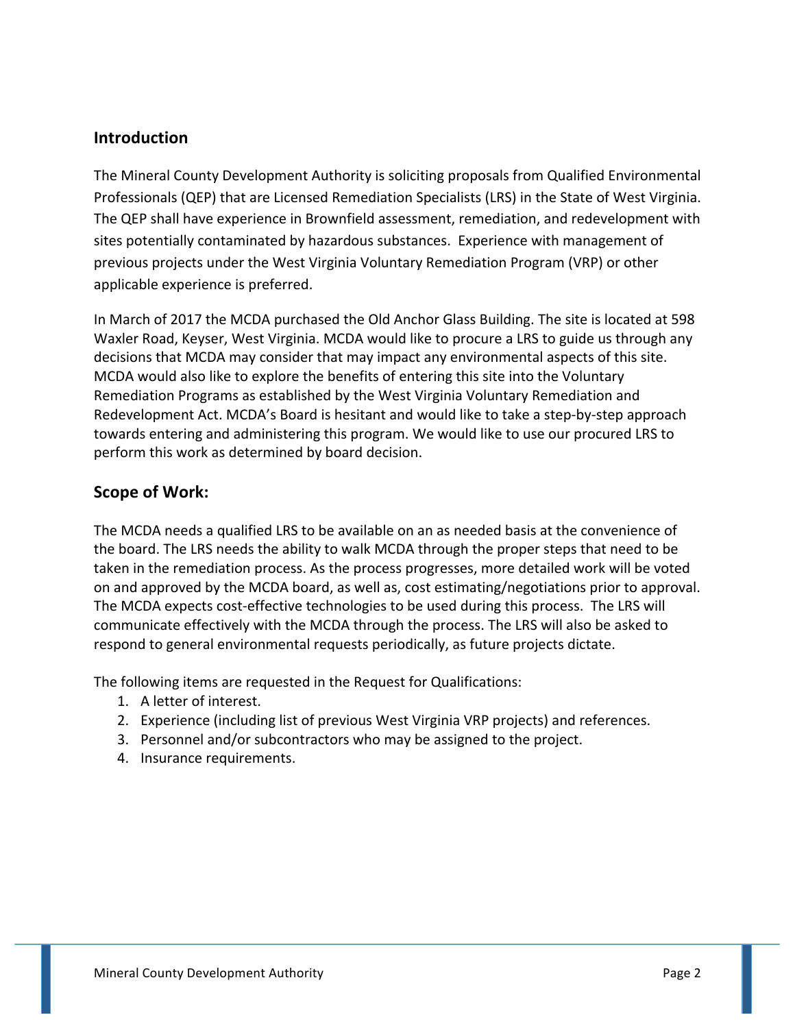## Introduction

The Mineral County Development Authority is soliciting proposals from Qualified Environmental Professionals (QEP) that are Licensed Remediation Specialists (LRS) in the State of West Virginia. The QEP shall have experience in Brownfield assessment, remediation, and redevelopment with sites potentially contaminated by hazardous substances. Experience with management of previous projects under the West Virginia Voluntary Remediation Program (VRP) or other applicable experience is preferred.

In March of 2017 the MCDA purchased the Old Anchor Glass Building. The site is located at 598 Waxler Road, Keyser, West Virginia. MCDA would like to procure a LRS to guide us through any decisions that MCDA may consider that may impact any environmental aspects of this site. MCDA would also like to explore the benefits of entering this site into the Voluntary Remediation Programs as established by the West Virginia Voluntary Remediation and Redevelopment Act. MCDA's Board is hesitant and would like to take a step-by-step approach towards entering and administering this program. We would like to use our procured LRS to perform this work as determined by board decision.

## Scope of Work:

The MCDA needs a qualified LRS to be available on an as needed basis at the convenience of the board. The LRS needs the ability to walk MCDA through the proper steps that need to be taken in the remediation process. As the process progresses, more detailed work will be voted on and approved by the MCDA board, as well as, cost estimating/negotiations prior to approval. The MCDA expects cost-effective technologies to be used during this process. The LRS will communicate effectively with the MCDA through the process. The LRS will also be asked to respond to general environmental requests periodically, as future projects dictate.

The following items are requested in the Request for Qualifications:

1. A letter of interest.
2. Experience (including list of previous West Virginia VRP projects) and references.
3. Personnel and/or subcontractors who may be assigned to the project.
4. Insurance requirements.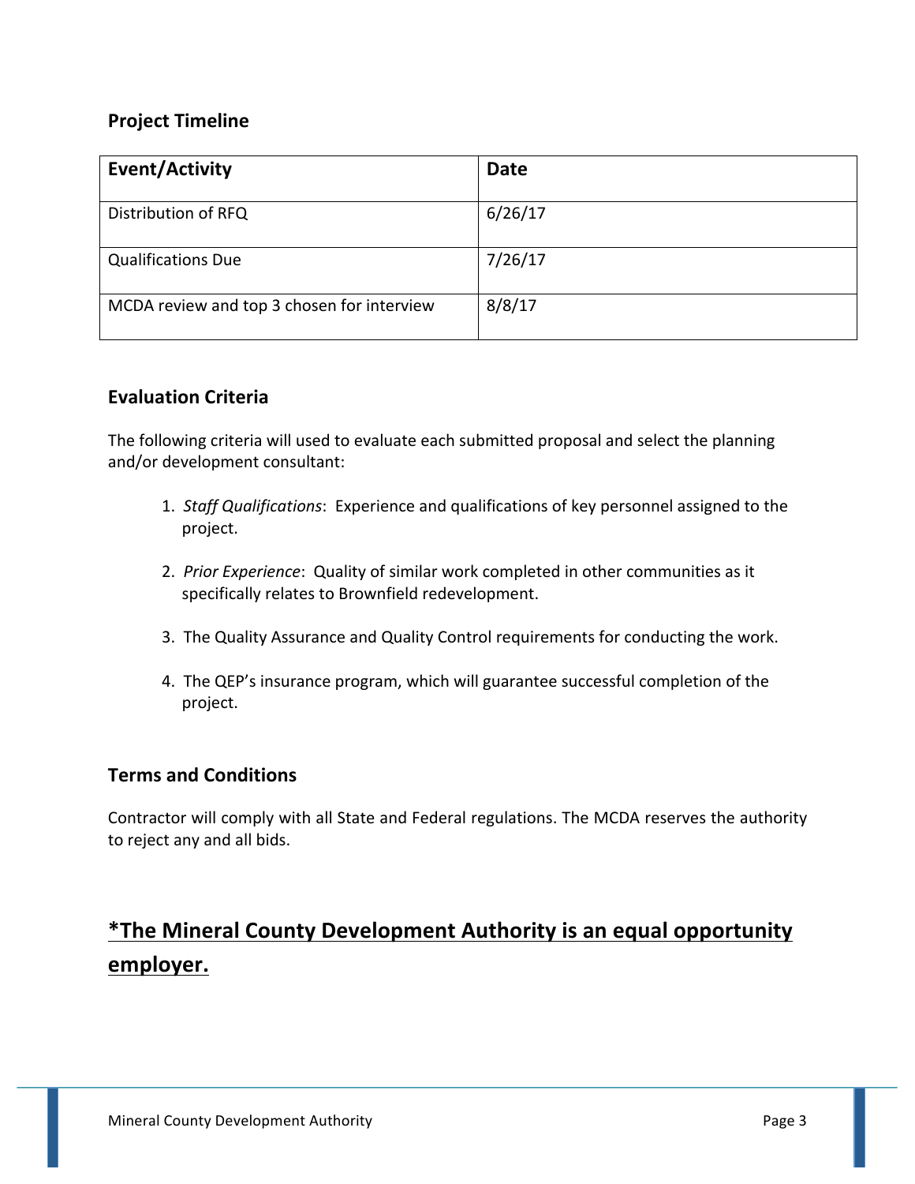## Project Timeline

| Event/Activity | Date |
|---|---|
| Distribution of RFQ | 6/26/17 |
| Qualifications Due | 7/26/17 |
| MCDA review and top 3 chosen for interview | 8/8/17 |

## Evaluation Criteria

The following criteria will used to evaluate each submitted proposal and select the planning and/or development consultant:

1. *Staff Qualifications*: Experience and qualifications of key personnel assigned to the project.
2. *Prior Experience*: Quality of similar work completed in other communities as it specifically relates to Brownfield redevelopment.
3. The Quality Assurance and Quality Control requirements for conducting the work.
4. The QEP's insurance program, which will guarantee successful completion of the project.

## Terms and Conditions

Contractor will comply with all State and Federal regulations. The MCDA reserves the authority to reject any and all bids.

## *The Mineral County Development Authority is an equal opportunity employer.